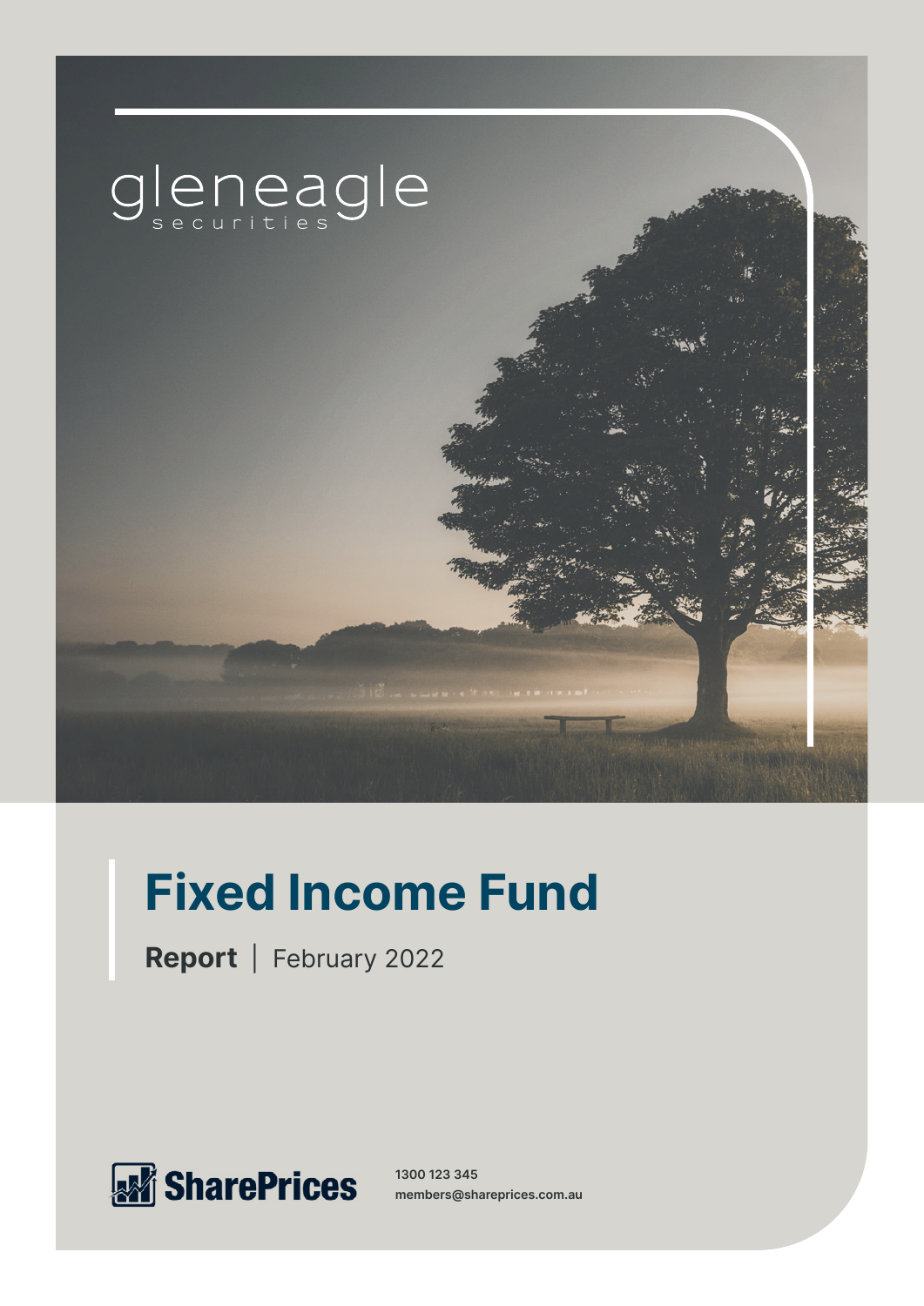gleneagle securities

# Fixed Income Fund

**Report** | February 2022

SharePrices

1300 123 345
members@shareprices.com.au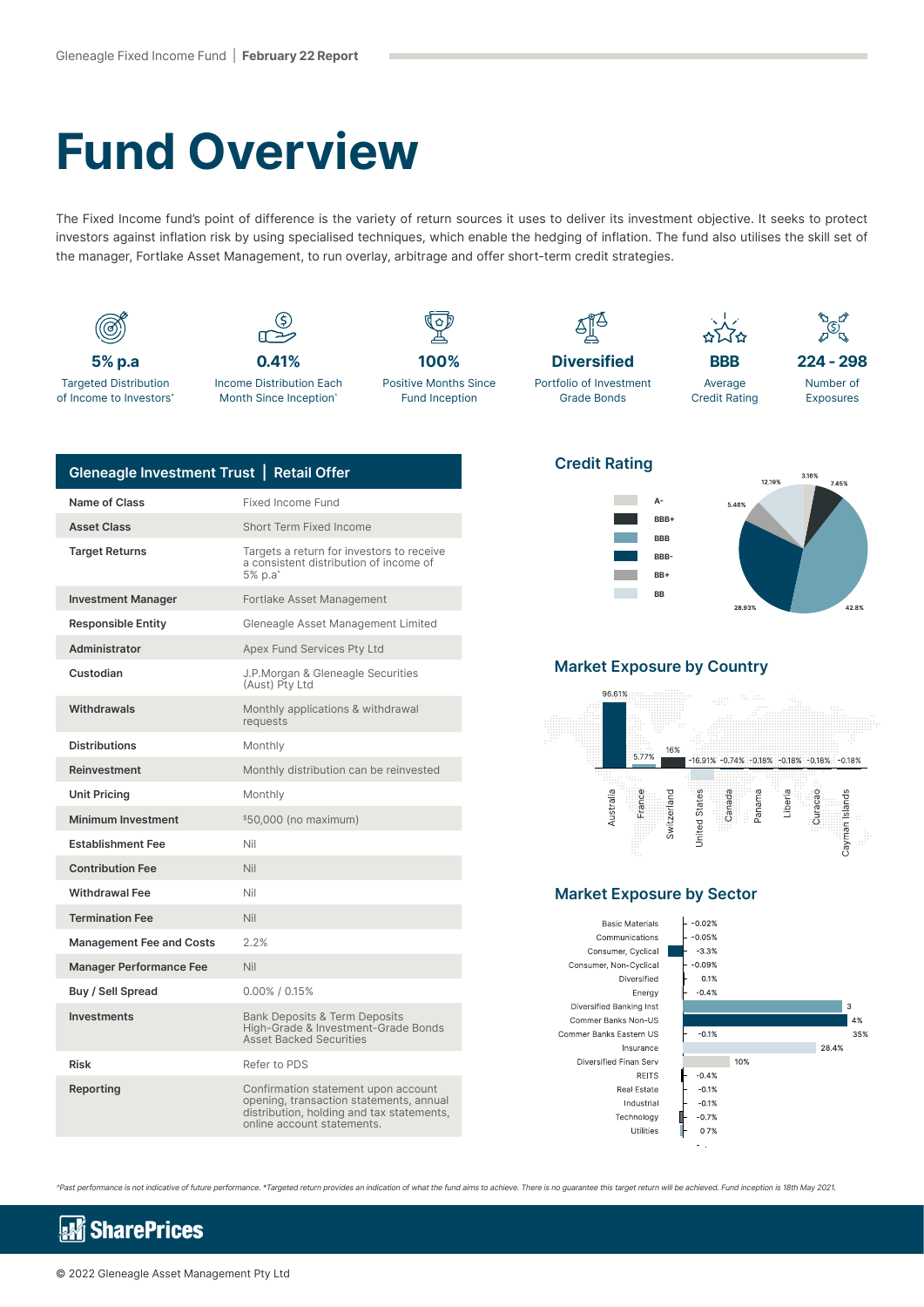# Fund Overview

The Fixed Income fund's point of difference is the variety of return sources it uses to deliver its investment objective. It seeks to protect investors against inflation risk by using specialised techniques, which enable the hedging of inflation. The fund also utilises the skill set of the manager, Fortlake Asset Management, to run overlay, arbitrage and offer short-term credit strategies.

**5% p.a**
Targeted Distribution of Income to Investors*

**0.41%**
Income Distribution Each Month Since Inception^

**100%**
Positive Months Since Fund Inception

**Diversified**
Portfolio of Investment Grade Bonds

**BBB**
Average Credit Rating

**224 - 298**
Number of Exposures

| Gleneagle Investment Trust \| Retail Offer | |
|---|---|
| Name of Class | Fixed Income Fund |
| Asset Class | Short Term Fixed Income |
| Target Returns | Targets a return for investors to receive a consistent distribution of income of 5% p.a* |
| Investment Manager | Fortlake Asset Management |
| Responsible Entity | Gleneagle Asset Management Limited |
| Administrator | Apex Fund Services Pty Ltd |
| Custodian | J.P.Morgan & Gleneagle Securities (Aust) Pty Ltd |
| Withdrawals | Monthly applications & withdrawal requests |
| Distributions | Monthly |
| Reinvestment | Monthly distribution can be reinvested |
| Unit Pricing | Monthly |
| Minimum Investment | $50,000 (no maximum) |
| Establishment Fee | Nil |
| Contribution Fee | Nil |
| Withdrawal Fee | Nil |
| Termination Fee | Nil |
| Management Fee and Costs | 2.2% |
| Manager Performance Fee | Nil |
| Buy / Sell Spread | 0.00% / 0.15% |
| Investments | Bank Deposits & Term Deposits<br>High-Grade & Investment-Grade Bonds<br>Asset Backed Securities |
| Risk | Refer to PDS |
| Reporting | Confirmation statement upon account opening, transaction statements, annual distribution, holding and tax statements, online account statements. |

## Credit Rating

| Rating | % |
|---|---|
| A- | 3.16% |
| BBB+ | 7.45% |
| BBB | 42.8% |
| BBB- | 28.93% |
| BB+ | 5.46% |
| BB | 12.19% |

## Market Exposure by Country

| Country | % |
|---|---|
| Australia | 96.61% |
| France | 5.77% |
| Switzerland | 16% |
| United States | -16.91% |
| Canada | -0.74% |
| Panama | -0.18% |
| Liberia | -0.18% |
| Curacao | -0.18% |
| Cayman Islands | -0.18% |

## Market Exposure by Sector

| Sector | % |
|---|---|
| Basic Materials | -0.02% |
| Communications | -0.05% |
| Consumer, Cyclical | -3.3% |
| Consumer, Non-Cyclical | -0.09% |
| Diversified | 0.1% |
| Energy | -0.4% |
| Diversified Banking Inst | 3 |
| Commer Banks Non-US | 4% |
| Commer Banks Eastern US | -0.1% 35% |
| Insurance | 28.4% |
| Diversified Finan Serv | 10% |
| REITS | -0.4% |
| Real Estate | -0.1% |
| Industrial | -0.1% |
| Technology | -0.7% |
| Utilities | 0 7% |

*Past performance is not indicative of future performance. *Targeted return provides an indication of what the fund aims to achieve. There is no guarantee this target return will be achieved. Fund inception is 18th May 2021.*

SharePrices

© 2022 Gleneagle Asset Management Pty Ltd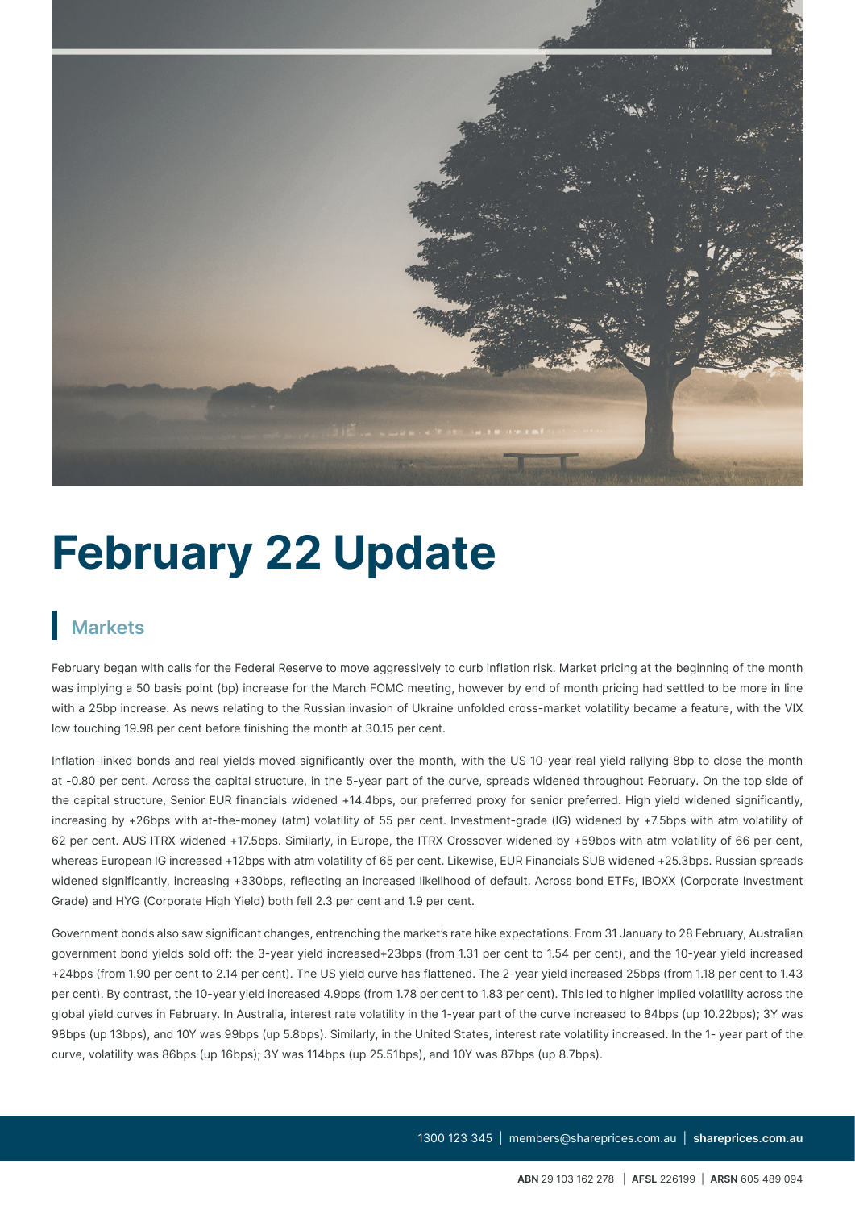# February 22 Update

## Markets

February began with calls for the Federal Reserve to move aggressively to curb inflation risk. Market pricing at the beginning of the month was implying a 50 basis point (bp) increase for the March FOMC meeting, however by end of month pricing had settled to be more in line with a 25bp increase. As news relating to the Russian invasion of Ukraine unfolded cross-market volatility became a feature, with the VIX low touching 19.98 per cent before finishing the month at 30.15 per cent.

Inflation-linked bonds and real yields moved significantly over the month, with the US 10-year real yield rallying 8bp to close the month at -0.80 per cent. Across the capital structure, in the 5-year part of the curve, spreads widened throughout February. On the top side of the capital structure, Senior EUR financials widened +14.4bps, our preferred proxy for senior preferred. High yield widened significantly, increasing by +26bps with at-the-money (atm) volatility of 55 per cent. Investment-grade (IG) widened by +7.5bps with atm volatility of 62 per cent. AUS ITRX widened +17.5bps. Similarly, in Europe, the ITRX Crossover widened by +59bps with atm volatility of 66 per cent, whereas European IG increased +12bps with atm volatility of 65 per cent. Likewise, EUR Financials SUB widened +25.3bps. Russian spreads widened significantly, increasing +330bps, reflecting an increased likelihood of default. Across bond ETFs, IBOXX (Corporate Investment Grade) and HYG (Corporate High Yield) both fell 2.3 per cent and 1.9 per cent.

Government bonds also saw significant changes, entrenching the market's rate hike expectations. From 31 January to 28 February, Australian government bond yields sold off: the 3-year yield increased+23bps (from 1.31 per cent to 1.54 per cent), and the 10-year yield increased +24bps (from 1.90 per cent to 2.14 per cent). The US yield curve has flattened. The 2-year yield increased 25bps (from 1.18 per cent to 1.43 per cent). By contrast, the 10-year yield increased 4.9bps (from 1.78 per cent to 1.83 per cent). This led to higher implied volatility across the global yield curves in February. In Australia, interest rate volatility in the 1-year part of the curve increased to 84bps (up 10.22bps); 3Y was 98bps (up 13bps), and 10Y was 99bps (up 5.8bps). Similarly, in the United States, interest rate volatility increased. In the 1- year part of the curve, volatility was 86bps (up 16bps); 3Y was 114bps (up 25.51bps), and 10Y was 87bps (up 8.7bps).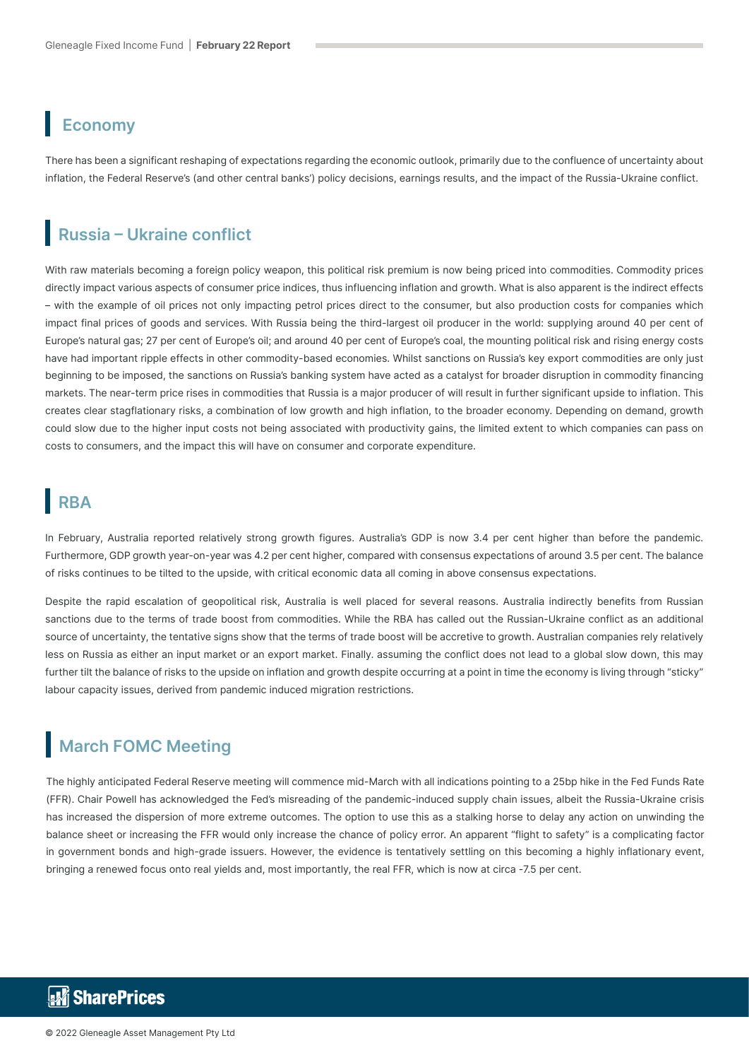## Economy

There has been a significant reshaping of expectations regarding the economic outlook, primarily due to the confluence of uncertainty about inflation, the Federal Reserve's (and other central banks') policy decisions, earnings results, and the impact of the Russia-Ukraine conflict.

## Russia – Ukraine conflict

With raw materials becoming a foreign policy weapon, this political risk premium is now being priced into commodities. Commodity prices directly impact various aspects of consumer price indices, thus influencing inflation and growth. What is also apparent is the indirect effects – with the example of oil prices not only impacting petrol prices direct to the consumer, but also production costs for companies which impact final prices of goods and services. With Russia being the third-largest oil producer in the world: supplying around 40 per cent of Europe's natural gas; 27 per cent of Europe's oil; and around 40 per cent of Europe's coal, the mounting political risk and rising energy costs have had important ripple effects in other commodity-based economies. Whilst sanctions on Russia's key export commodities are only just beginning to be imposed, the sanctions on Russia's banking system have acted as a catalyst for broader disruption in commodity financing markets. The near-term price rises in commodities that Russia is a major producer of will result in further significant upside to inflation. This creates clear stagflationary risks, a combination of low growth and high inflation, to the broader economy. Depending on demand, growth could slow due to the higher input costs not being associated with productivity gains, the limited extent to which companies can pass on costs to consumers, and the impact this will have on consumer and corporate expenditure.

## RBA

In February, Australia reported relatively strong growth figures. Australia's GDP is now 3.4 per cent higher than before the pandemic. Furthermore, GDP growth year-on-year was 4.2 per cent higher, compared with consensus expectations of around 3.5 per cent. The balance of risks continues to be tilted to the upside, with critical economic data all coming in above consensus expectations.

Despite the rapid escalation of geopolitical risk, Australia is well placed for several reasons. Australia indirectly benefits from Russian sanctions due to the terms of trade boost from commodities. While the RBA has called out the Russian-Ukraine conflict as an additional source of uncertainty, the tentative signs show that the terms of trade boost will be accretive to growth. Australian companies rely relatively less on Russia as either an input market or an export market. Finally. assuming the conflict does not lead to a global slow down, this may further tilt the balance of risks to the upside on inflation and growth despite occurring at a point in time the economy is living through "sticky" labour capacity issues, derived from pandemic induced migration restrictions.

## March FOMC Meeting

The highly anticipated Federal Reserve meeting will commence mid-March with all indications pointing to a 25bp hike in the Fed Funds Rate (FFR). Chair Powell has acknowledged the Fed's misreading of the pandemic-induced supply chain issues, albeit the Russia-Ukraine crisis has increased the dispersion of more extreme outcomes. The option to use this as a stalking horse to delay any action on unwinding the balance sheet or increasing the FFR would only increase the chance of policy error. An apparent "flight to safety" is a complicating factor in government bonds and high-grade issuers. However, the evidence is tentatively settling on this becoming a highly inflationary event, bringing a renewed focus onto real yields and, most importantly, the real FFR, which is now at circa -7.5 per cent.

© 2022 Gleneagle Asset Management Pty Ltd